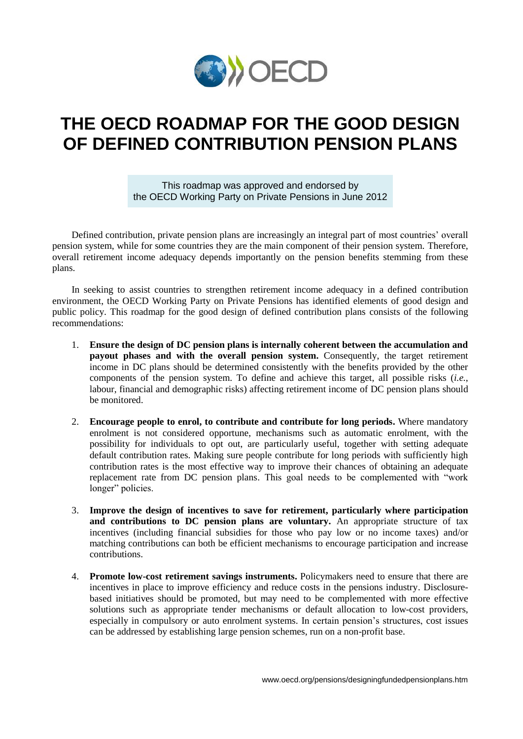# THE OECD ROADMAP FOR THE GOOD DESIGN OF DEFINED CONTRIBUTION PENSION PLANS

This roadmap was approved and endorsed by the OECD Working Party on Private Pensions in June 2012

Defined contribution, private pension plans are increasingly an integral part of most countries' overall pension system, while for some countries they are the main component of their pension system. Therefore, overall retirement income adequacy depends importantly on the pension benefits stemming from these plans.

In seeking to assist countries to strengthen retirement income adequacy in a defined contribution environment, the OECD Working Party on Private Pensions has identified elements of good design and public policy. This roadmap for the good design of defined contribution plans consists of the following recommendations:

1. **Ensure the design of DC pension plans is internally coherent between the accumulation and payout phases and with the overall pension system.** Consequently, the target retirement income in DC plans should be determined consistently with the benefits provided by the other components of the pension system. To define and achieve this target, all possible risks (*i.e.*, labour, financial and demographic risks) affecting retirement income of DC pension plans should be monitored.

2. **Encourage people to enrol, to contribute and contribute for long periods.** Where mandatory enrolment is not considered opportune, mechanisms such as automatic enrolment, with the possibility for individuals to opt out, are particularly useful, together with setting adequate default contribution rates. Making sure people contribute for long periods with sufficiently high contribution rates is the most effective way to improve their chances of obtaining an adequate replacement rate from DC pension plans. This goal needs to be complemented with "work longer" policies.

3. **Improve the design of incentives to save for retirement, particularly where participation and contributions to DC pension plans are voluntary.** An appropriate structure of tax incentives (including financial subsidies for those who pay low or no income taxes) and/or matching contributions can both be efficient mechanisms to encourage participation and increase contributions.

4. **Promote low-cost retirement savings instruments.** Policymakers need to ensure that there are incentives in place to improve efficiency and reduce costs in the pensions industry. Disclosure-based initiatives should be promoted, but may need to be complemented with more effective solutions such as appropriate tender mechanisms or default allocation to low-cost providers, especially in compulsory or auto enrolment systems. In certain pension's structures, cost issues can be addressed by establishing large pension schemes, run on a non-profit base.

www.oecd.org/pensions/designingfundedpensionplans.htm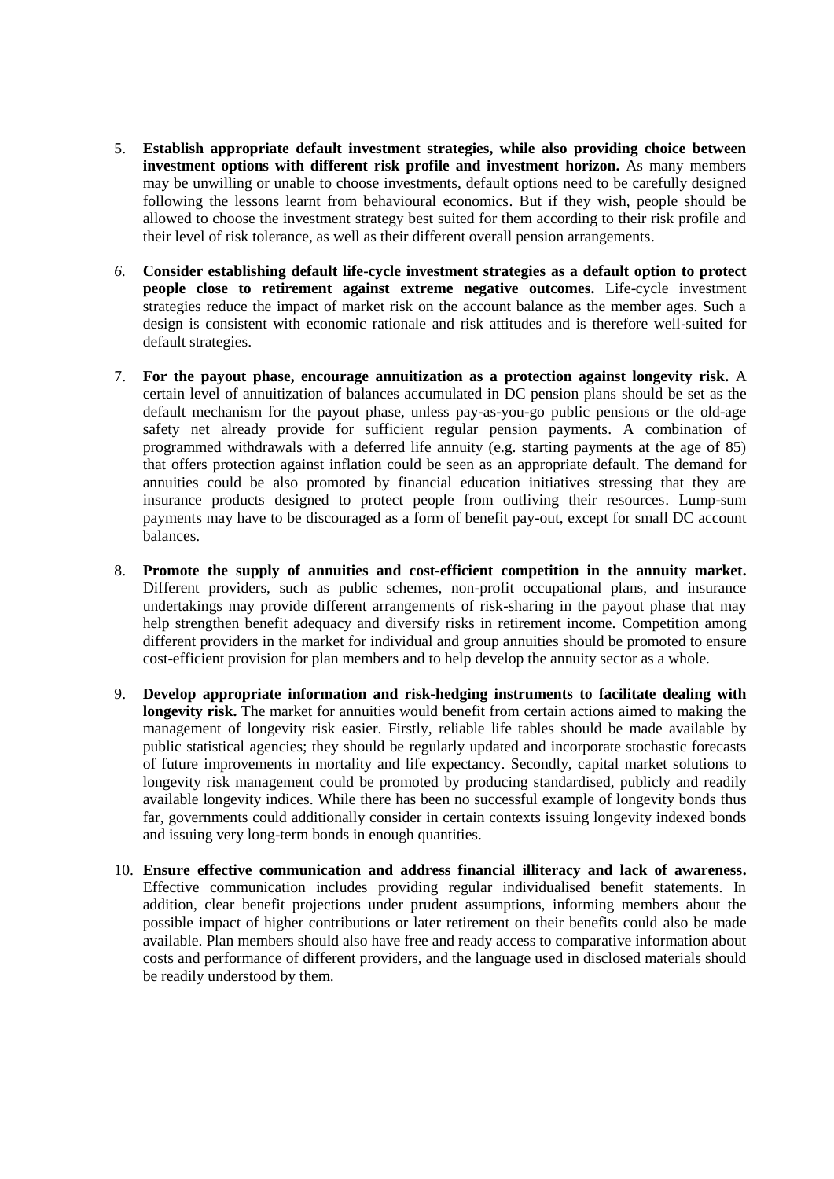5. **Establish appropriate default investment strategies, while also providing choice between investment options with different risk profile and investment horizon.** As many members may be unwilling or unable to choose investments, default options need to be carefully designed following the lessons learnt from behavioural economics. But if they wish, people should be allowed to choose the investment strategy best suited for them according to their risk profile and their level of risk tolerance, as well as their different overall pension arrangements.

6. **Consider establishing default life-cycle investment strategies as a default option to protect people close to retirement against extreme negative outcomes.** Life-cycle investment strategies reduce the impact of market risk on the account balance as the member ages. Such a design is consistent with economic rationale and risk attitudes and is therefore well-suited for default strategies.

7. **For the payout phase, encourage annuitization as a protection against longevity risk.** A certain level of annuitization of balances accumulated in DC pension plans should be set as the default mechanism for the payout phase, unless pay-as-you-go public pensions or the old-age safety net already provide for sufficient regular pension payments. A combination of programmed withdrawals with a deferred life annuity (e.g. starting payments at the age of 85) that offers protection against inflation could be seen as an appropriate default. The demand for annuities could be also promoted by financial education initiatives stressing that they are insurance products designed to protect people from outliving their resources. Lump-sum payments may have to be discouraged as a form of benefit pay-out, except for small DC account balances.

8. **Promote the supply of annuities and cost-efficient competition in the annuity market.** Different providers, such as public schemes, non-profit occupational plans, and insurance undertakings may provide different arrangements of risk-sharing in the payout phase that may help strengthen benefit adequacy and diversify risks in retirement income. Competition among different providers in the market for individual and group annuities should be promoted to ensure cost-efficient provision for plan members and to help develop the annuity sector as a whole.

9. **Develop appropriate information and risk-hedging instruments to facilitate dealing with longevity risk.** The market for annuities would benefit from certain actions aimed to making the management of longevity risk easier. Firstly, reliable life tables should be made available by public statistical agencies; they should be regularly updated and incorporate stochastic forecasts of future improvements in mortality and life expectancy. Secondly, capital market solutions to longevity risk management could be promoted by producing standardised, publicly and readily available longevity indices. While there has been no successful example of longevity bonds thus far, governments could additionally consider in certain contexts issuing longevity indexed bonds and issuing very long-term bonds in enough quantities.

10. **Ensure effective communication and address financial illiteracy and lack of awareness.** Effective communication includes providing regular individualised benefit statements. In addition, clear benefit projections under prudent assumptions, informing members about the possible impact of higher contributions or later retirement on their benefits could also be made available. Plan members should also have free and ready access to comparative information about costs and performance of different providers, and the language used in disclosed materials should be readily understood by them.